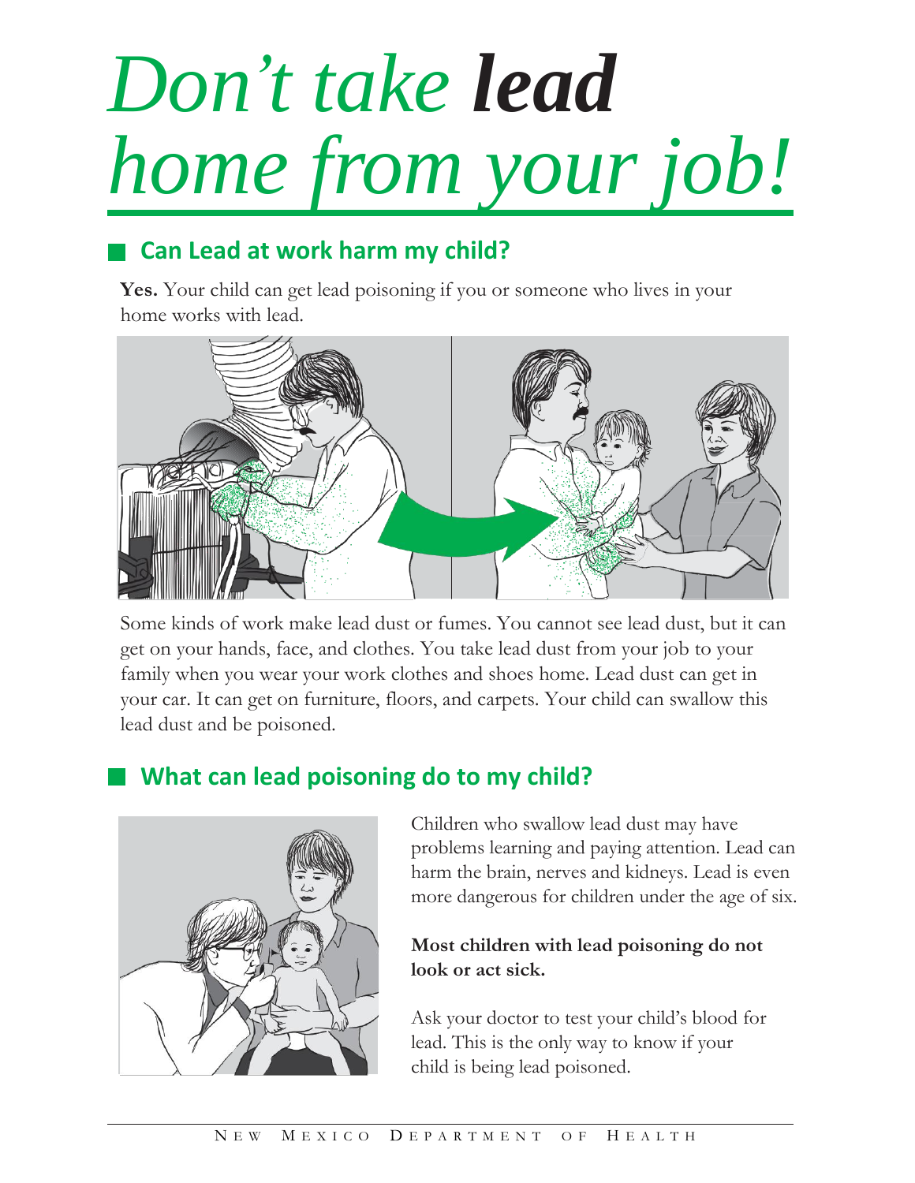# *Don't take **lead** home from your job!*

## Can Lead at work harm my child?

**Yes.** Your child can get lead poisoning if you or someone who lives in your home works with lead.

Some kinds of work make lead dust or fumes. You cannot see lead dust, but it can get on your hands, face, and clothes. You take lead dust from your job to your family when you wear your work clothes and shoes home. Lead dust can get in your car. It can get on furniture, floors, and carpets. Your child can swallow this lead dust and be poisoned.

## What can lead poisoning do to my child?

Children who swallow lead dust may have problems learning and paying attention. Lead can harm the brain, nerves and kidneys. Lead is even more dangerous for children under the age of six.

**Most children with lead poisoning do not look or act sick.**

Ask your doctor to test your child's blood for lead. This is the only way to know if your child is being lead poisoned.

NEW MEXICO DEPARTMENT OF HEALTH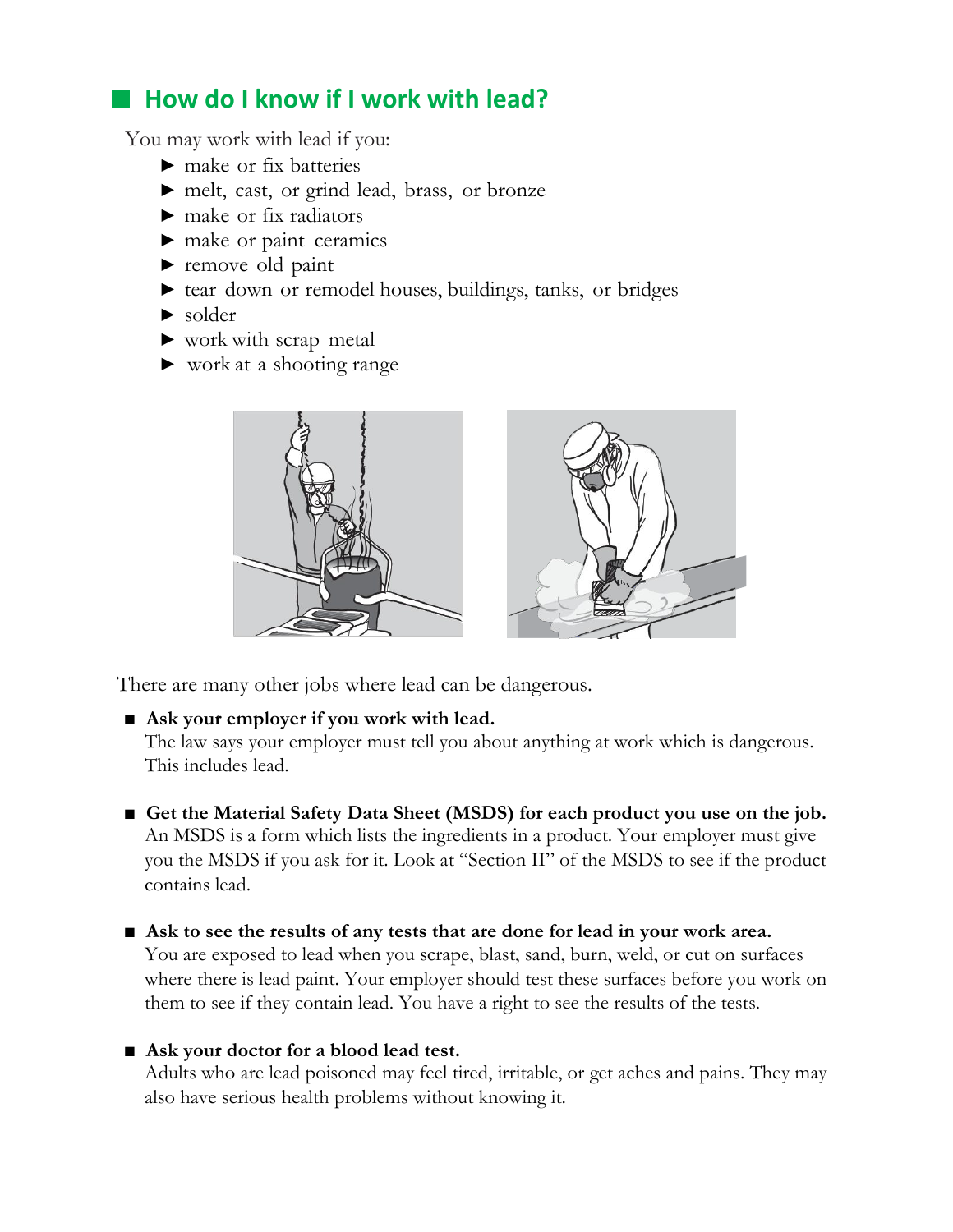## How do I know if I work with lead?

You may work with lead if you:

- make or fix batteries
- melt, cast, or grind lead, brass, or bronze
- make or fix radiators
- make or paint ceramics
- remove old paint
- tear down or remodel houses, buildings, tanks, or bridges
- solder
- work with scrap metal
- work at a shooting range

There are many other jobs where lead can be dangerous.

- **Ask your employer if you work with lead.**
  The law says your employer must tell you about anything at work which is dangerous. This includes lead.

- **Get the Material Safety Data Sheet (MSDS) for each product you use on the job.**
  An MSDS is a form which lists the ingredients in a product. Your employer must give you the MSDS if you ask for it. Look at "Section II" of the MSDS to see if the product contains lead.

- **Ask to see the results of any tests that are done for lead in your work area.**
  You are exposed to lead when you scrape, blast, sand, burn, weld, or cut on surfaces where there is lead paint. Your employer should test these surfaces before you work on them to see if they contain lead. You have a right to see the results of the tests.

- **Ask your doctor for a blood lead test.**
  Adults who are lead poisoned may feel tired, irritable, or get aches and pains. They may also have serious health problems without knowing it.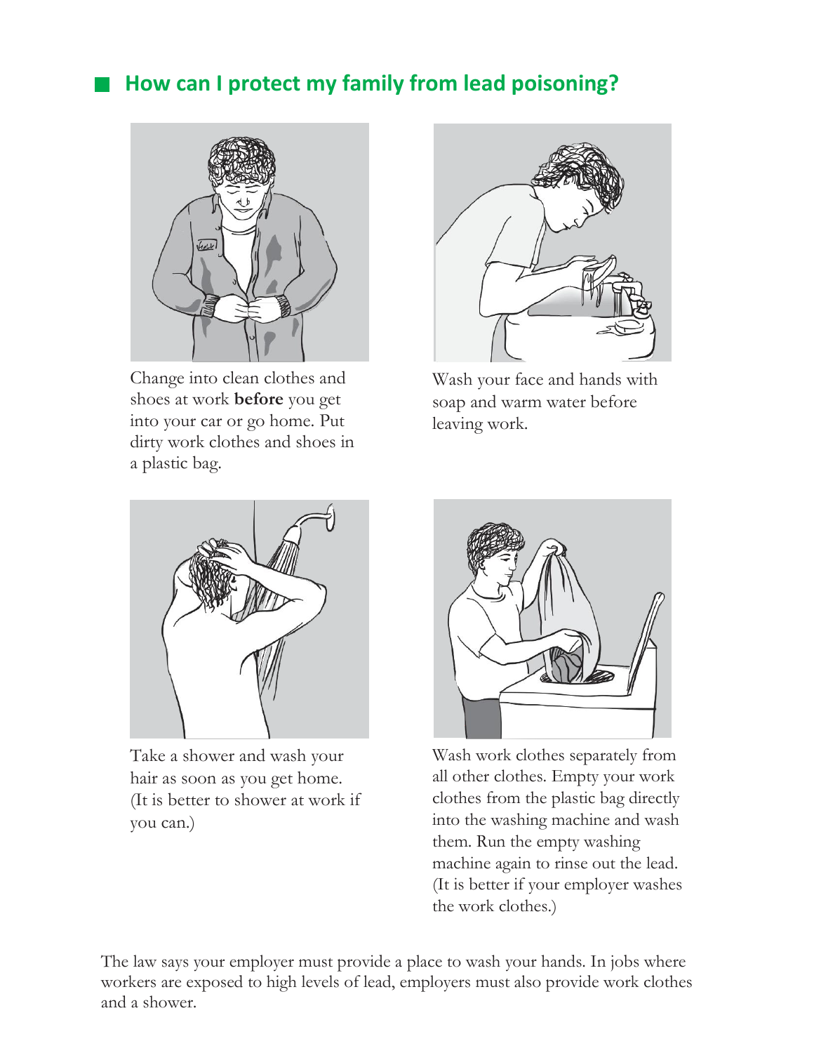## How can I protect my family from lead poisoning?

Change into clean clothes and shoes at work **before** you get into your car or go home. Put dirty work clothes and shoes in a plastic bag.

Wash your face and hands with soap and warm water before leaving work.

Take a shower and wash your hair as soon as you get home. (It is better to shower at work if you can.)

Wash work clothes separately from all other clothes. Empty your work clothes from the plastic bag directly into the washing machine and wash them. Run the empty washing machine again to rinse out the lead. (It is better if your employer washes the work clothes.)

The law says your employer must provide a place to wash your hands. In jobs where workers are exposed to high levels of lead, employers must also provide work clothes and a shower.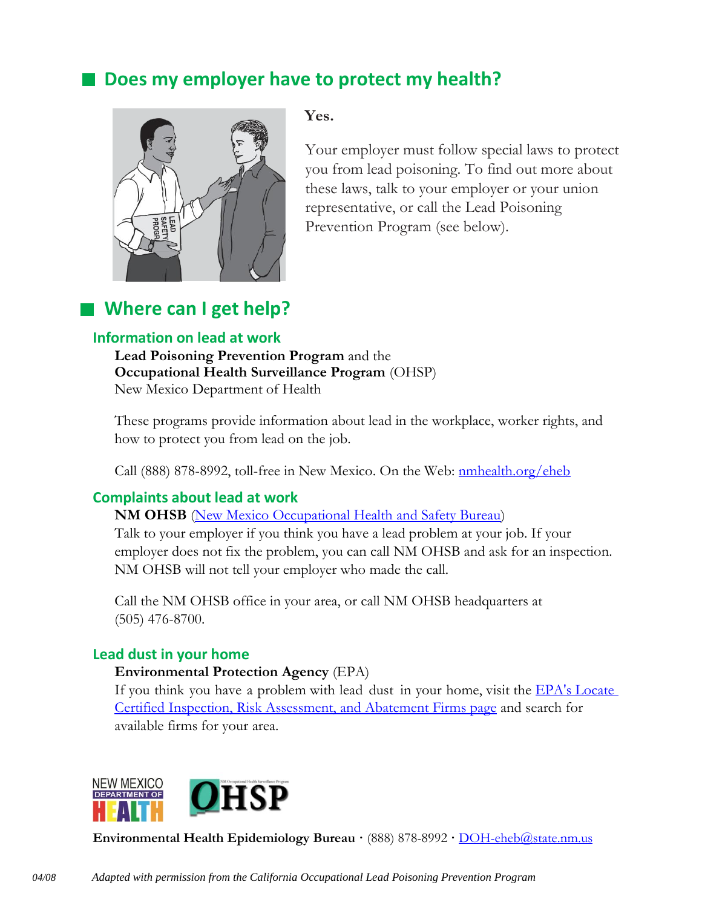## Does my employer have to protect my health?

**Yes.**

Your employer must follow special laws to protect you from lead poisoning. To find out more about these laws, talk to your employer or your union representative, or call the Lead Poisoning Prevention Program (see below).

## Where can I get help?

### Information on lead at work

**Lead Poisoning Prevention Program** and the
**Occupational Health Surveillance Program** (OHSP)
New Mexico Department of Health

These programs provide information about lead in the workplace, worker rights, and how to protect you from lead on the job.

Call (888) 878-8992, toll-free in New Mexico. On the Web: nmhealth.org/eheb

### Complaints about lead at work

**NM OHSB** (New Mexico Occupational Health and Safety Bureau)
Talk to your employer if you think you have a lead problem at your job. If your employer does not fix the problem, you can call NM OHSB and ask for an inspection. NM OHSB will not tell your employer who made the call.

Call the NM OHSB office in your area, or call NM OHSB headquarters at (505) 476-8700.

### Lead dust in your home

**Environmental Protection Agency** (EPA)
If you think you have a problem with lead dust in your home, visit the EPA's Locate Certified Inspection, Risk Assessment, and Abatement Firms page and search for available firms for your area.

**Environmental Health Epidemiology Bureau** · (888) 878-8992 · DOH-eheb@state.nm.us

04/08 *Adapted with permission from the California Occupational Lead Poisoning Prevention Program*